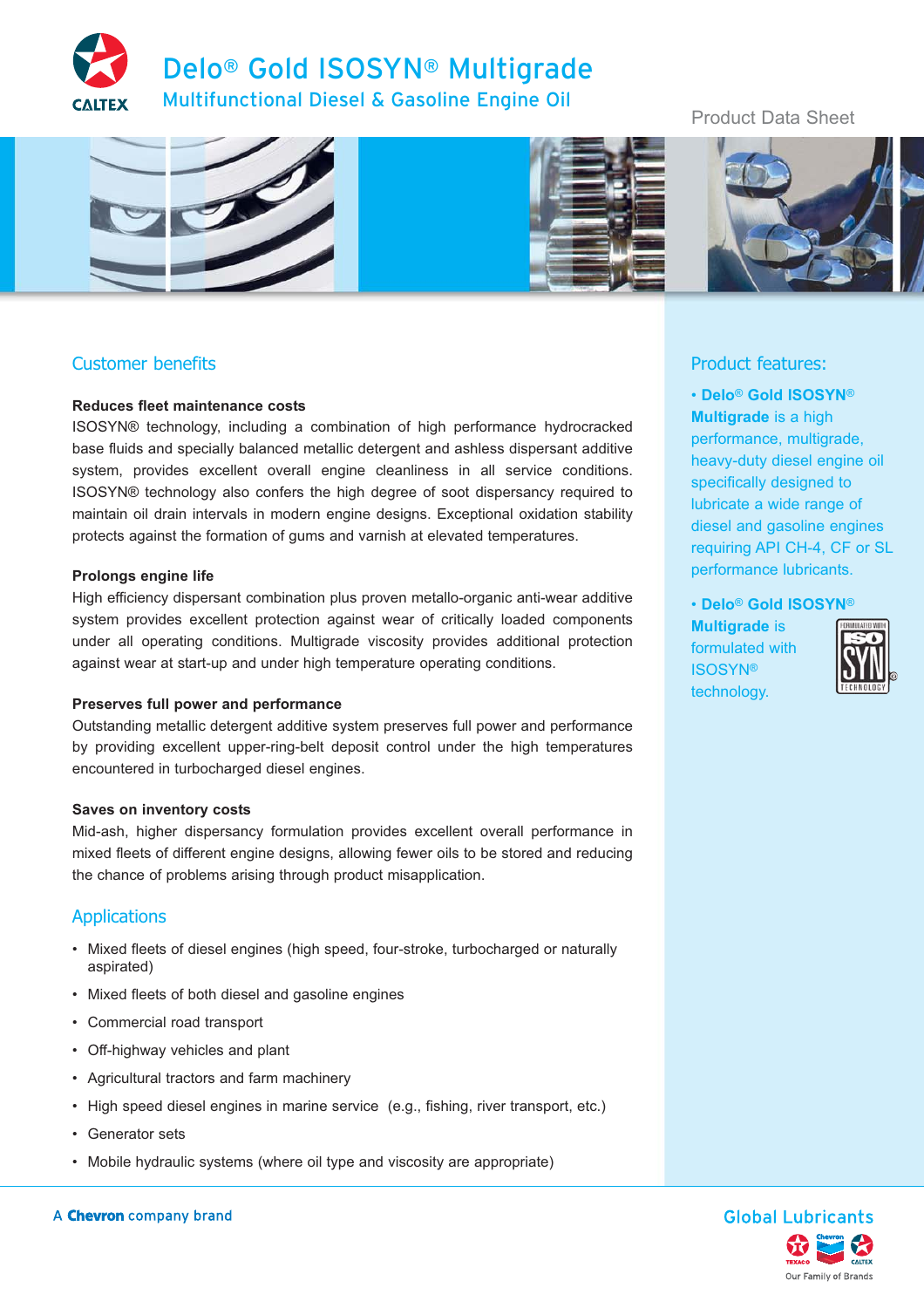# Delo® Gold ISOSYN® Multigrade

## Multifunctional Diesel & Gasoline Engine Oil

Product Data Sheet

## Customer benefits

**Reduces fleet maintenance costs**

ISOSYN® technology, including a combination of high performance hydrocracked base fluids and specially balanced metallic detergent and ashless dispersant additive system, provides excellent overall engine cleanliness in all service conditions. ISOSYN® technology also confers the high degree of soot dispersancy required to maintain oil drain intervals in modern engine designs. Exceptional oxidation stability protects against the formation of gums and varnish at elevated temperatures.

**Prolongs engine life**

High efficiency dispersant combination plus proven metallo-organic anti-wear additive system provides excellent protection against wear of critically loaded components under all operating conditions. Multigrade viscosity provides additional protection against wear at start-up and under high temperature operating conditions.

**Preserves full power and performance**

Outstanding metallic detergent additive system preserves full power and performance by providing excellent upper-ring-belt deposit control under the high temperatures encountered in turbocharged diesel engines.

**Saves on inventory costs**

Mid-ash, higher dispersancy formulation provides excellent overall performance in mixed fleets of different engine designs, allowing fewer oils to be stored and reducing the chance of problems arising through product misapplication.

## Applications

- Mixed fleets of diesel engines (high speed, four-stroke, turbocharged or naturally aspirated)
- Mixed fleets of both diesel and gasoline engines
- Commercial road transport
- Off-highway vehicles and plant
- Agricultural tractors and farm machinery
- High speed diesel engines in marine service (e.g., fishing, river transport, etc.)
- Generator sets
- Mobile hydraulic systems (where oil type and viscosity are appropriate)

## Product features:

- **Delo® Gold ISOSYN® Multigrade** is a high performance, multigrade, heavy-duty diesel engine oil specifically designed to lubricate a wide range of diesel and gasoline engines requiring API CH-4, CF or SL performance lubricants.
- **Delo® Gold ISOSYN® Multigrade** is formulated with ISOSYN® technology.

A Chevron company brand

Global Lubricants

Our Family of Brands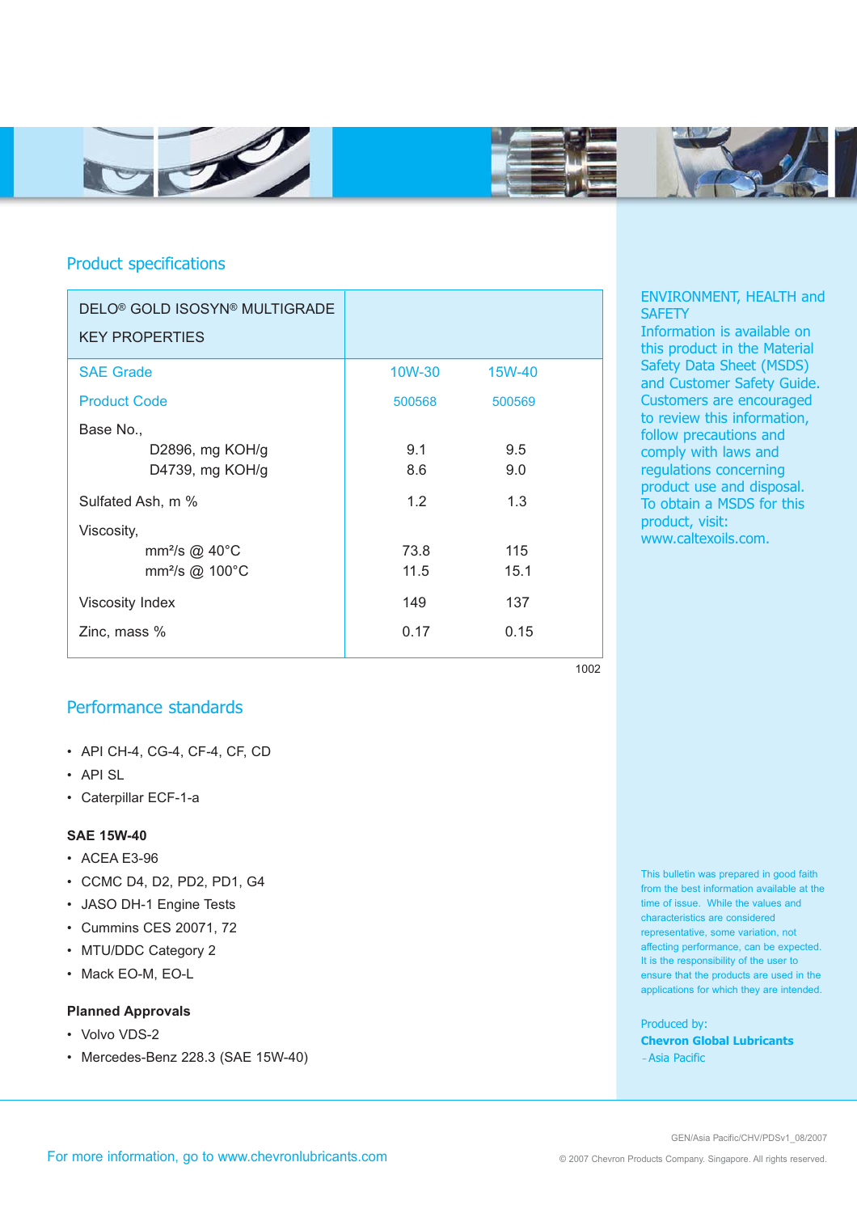## Product specifications

| DELO® GOLD ISOSYN® MULTIGRADE KEY PROPERTIES | | |
|---|---|---|
| SAE Grade | 10W-30 | 15W-40 |
| Product Code | 500568 | 500569 |
| Base No., | | |
| D2896, mg KOH/g | 9.1 | 9.5 |
| D4739, mg KOH/g | 8.6 | 9.0 |
| Sulfated Ash, m % | 1.2 | 1.3 |
| Viscosity, | | |
| $mm^2/s$ @ 40°C | 73.8 | 115 |
| $mm^2/s$ @ 100°C | 11.5 | 15.1 |
| Viscosity Index | 149 | 137 |
| Zinc, mass % | 0.17 | 0.15 |

1002

## Performance standards

- API CH-4, CG-4, CF-4, CF, CD
- API SL
- Caterpillar ECF-1-a

**SAE 15W-40**

- ACEA E3-96
- CCMC D4, D2, PD2, PD1, G4
- JASO DH-1 Engine Tests
- Cummins CES 20071, 72
- MTU/DDC Category 2
- Mack EO-M, EO-L

**Planned Approvals**

- Volvo VDS-2
- Mercedes-Benz 228.3 (SAE 15W-40)

ENVIRONMENT, HEALTH and SAFETY
Information is available on this product in the Material Safety Data Sheet (MSDS) and Customer Safety Guide. Customers are encouraged to review this information, follow precautions and comply with laws and regulations concerning product use and disposal. To obtain a MSDS for this product, visit: www.caltexoils.com.

This bulletin was prepared in good faith from the best information available at the time of issue. While the values and characteristics are considered representative, some variation, not affecting performance, can be expected. It is the responsibility of the user to ensure that the products are used in the applications for which they are intended.

Produced by:
**Chevron Global Lubricants**
- Asia Pacific

For more information, go to www.chevronlubricants.com

GEN/Asia Pacific/CHV/PDSv1_08/2007

© 2007 Chevron Products Company. Singapore. All rights reserved.